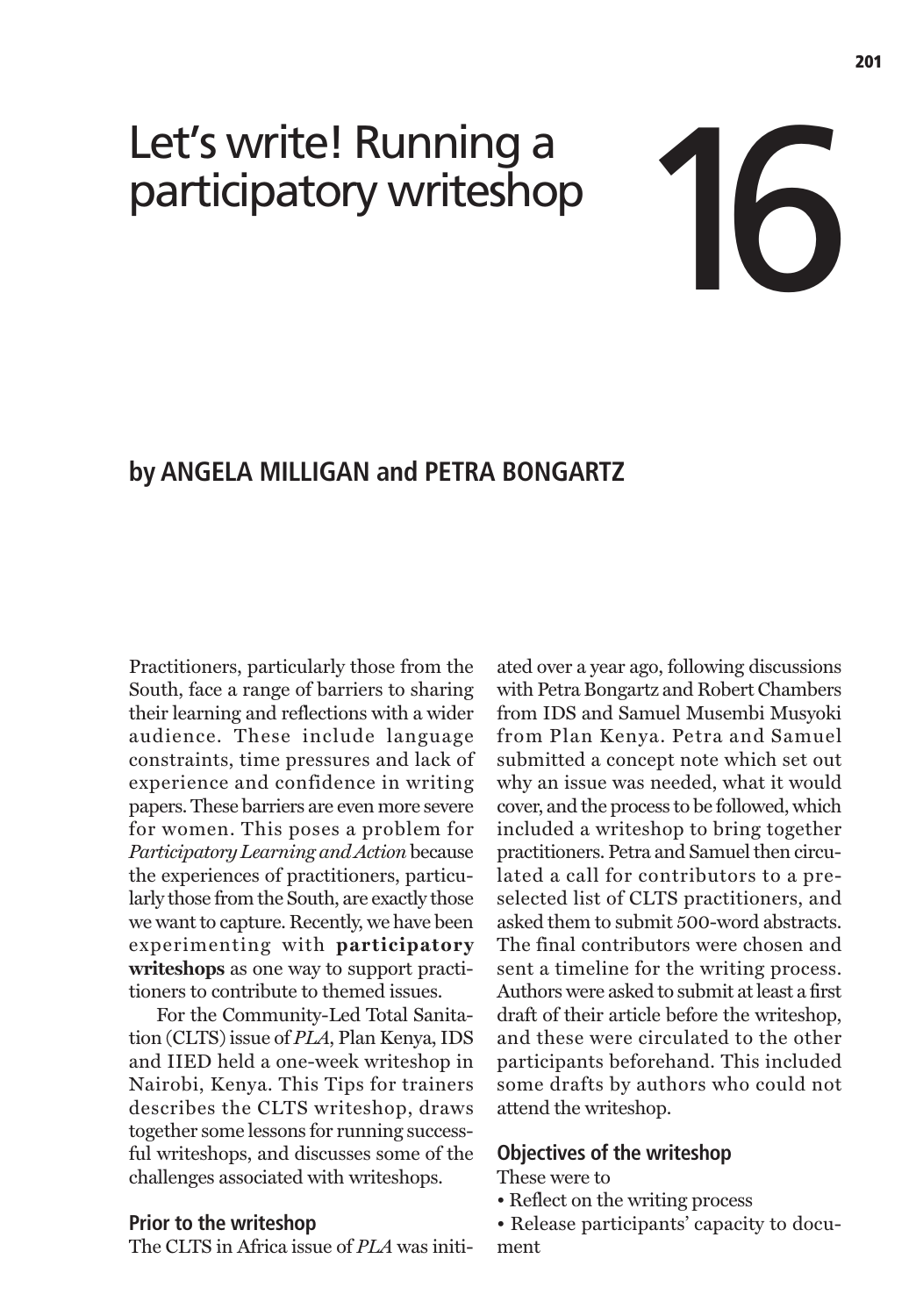# Let's write! Running a participatory writeshop

# 16

## by ANGELA MILLIGAN and PETRA BONGARTZ

Practitioners, particularly those from the South, face a range of barriers to sharing their learning and reflections with a wider audience. These include language constraints, time pressures and lack of experience and confidence in writing papers. These barriers are even more severe for women. This poses a problem for *Participatory Learning and Action* because the experiences of practitioners, particularly those from the South, are exactly those we want to capture. Recently, we have been experimenting with **participatory writeshops** as one way to support practitioners to contribute to themed issues.

For the Community-Led Total Sanitation (CLTS) issue of *PLA*, Plan Kenya, IDS and IIED held a one-week writeshop in Nairobi, Kenya. This Tips for trainers describes the CLTS writeshop, draws together some lessons for running successful writeshops, and discusses some of the challenges associated with writeshops.

### Prior to the writeshop

The CLTS in Africa issue of *PLA* was initiated over a year ago, following discussions with Petra Bongartz and Robert Chambers from IDS and Samuel Musembi Musyoki from Plan Kenya. Petra and Samuel submitted a concept note which set out why an issue was needed, what it would cover, and the process to be followed, which included a writeshop to bring together practitioners. Petra and Samuel then circulated a call for contributors to a pre-selected list of CLTS practitioners, and asked them to submit 500-word abstracts. The final contributors were chosen and sent a timeline for the writing process. Authors were asked to submit at least a first draft of their article before the writeshop, and these were circulated to the other participants beforehand. This included some drafts by authors who could not attend the writeshop.

### Objectives of the writeshop

These were to

- Reflect on the writing process
- Release participants' capacity to document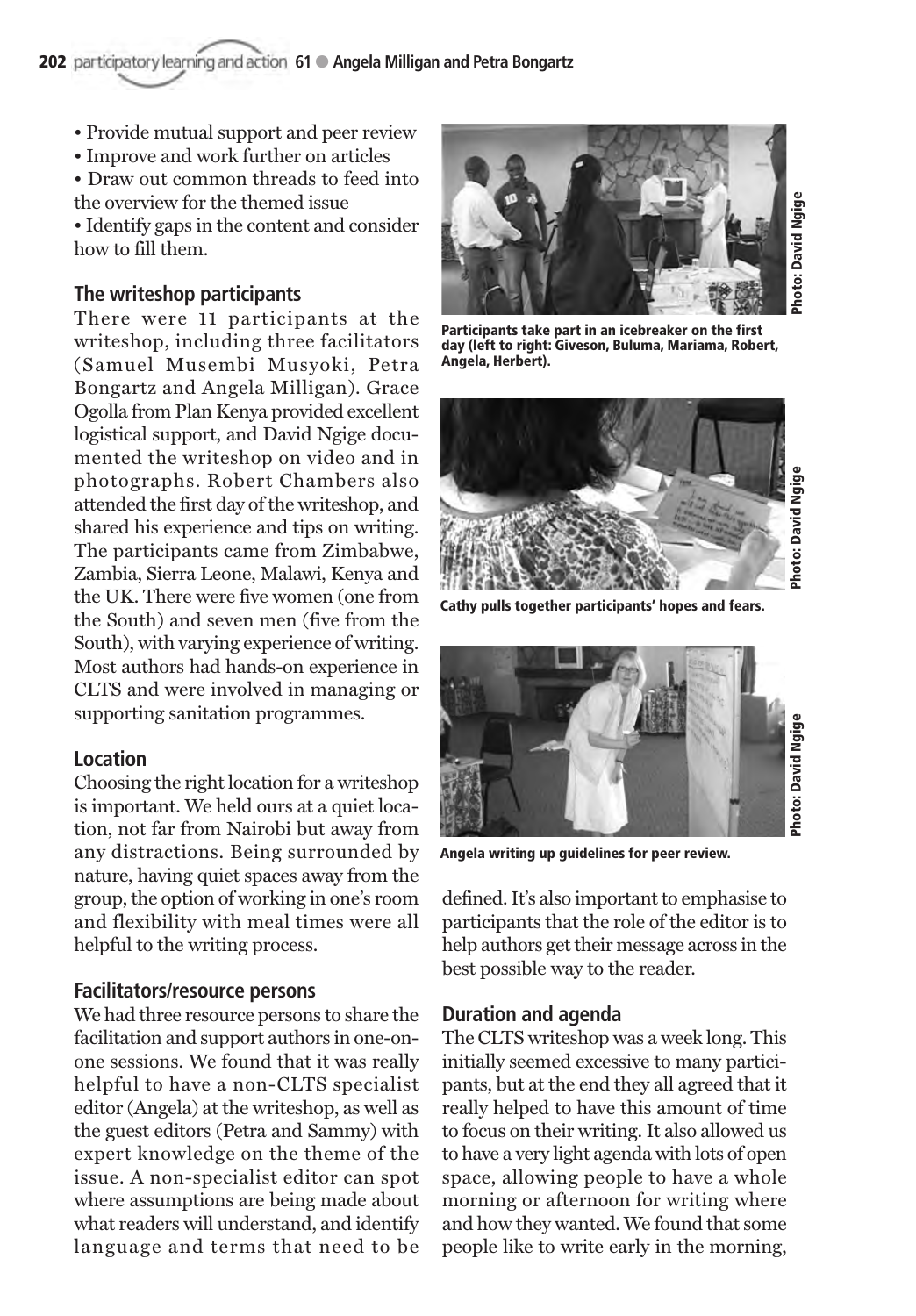- Provide mutual support and peer review
- Improve and work further on articles
- Draw out common threads to feed into the overview for the themed issue
- Identify gaps in the content and consider how to fill them.

## The writeshop participants

There were 11 participants at the writeshop, including three facilitators (Samuel Musembi Musyoki, Petra Bongartz and Angela Milligan). Grace Ogolla from Plan Kenya provided excellent logistical support, and David Ngige documented the writeshop on video and in photographs. Robert Chambers also attended the first day of the writeshop, and shared his experience and tips on writing. The participants came from Zimbabwe, Zambia, Sierra Leone, Malawi, Kenya and the UK. There were five women (one from the South) and seven men (five from the South), with varying experience of writing. Most authors had hands-on experience in CLTS and were involved in managing or supporting sanitation programmes.

## Location

Choosing the right location for a writeshop is important. We held ours at a quiet location, not far from Nairobi but away from any distractions. Being surrounded by nature, having quiet spaces away from the group, the option of working in one's room and flexibility with meal times were all helpful to the writing process.

## Facilitators/resource persons

We had three resource persons to share the facilitation and support authors in one-on-one sessions. We found that it was really helpful to have a non-CLTS specialist editor (Angela) at the writeshop, as well as the guest editors (Petra and Sammy) with expert knowledge on the theme of the issue. A non-specialist editor can spot where assumptions are being made about what readers will understand, and identify language and terms that need to be defined. It's also important to emphasise to participants that the role of the editor is to help authors get their message across in the best possible way to the reader.

Participants take part in an icebreaker on the first day (left to right: Giveson, Buluma, Mariama, Robert, Angela, Herbert). Photo: David Ngige

Cathy pulls together participants' hopes and fears. Photo: David Ngige

Angela writing up guidelines for peer review. Photo: David Ngige

## Duration and agenda

The CLTS writeshop was a week long. This initially seemed excessive to many participants, but at the end they all agreed that it really helped to have this amount of time to focus on their writing. It also allowed us to have a very light agenda with lots of open space, allowing people to have a whole morning or afternoon for writing where and how they wanted. We found that some people like to write early in the morning,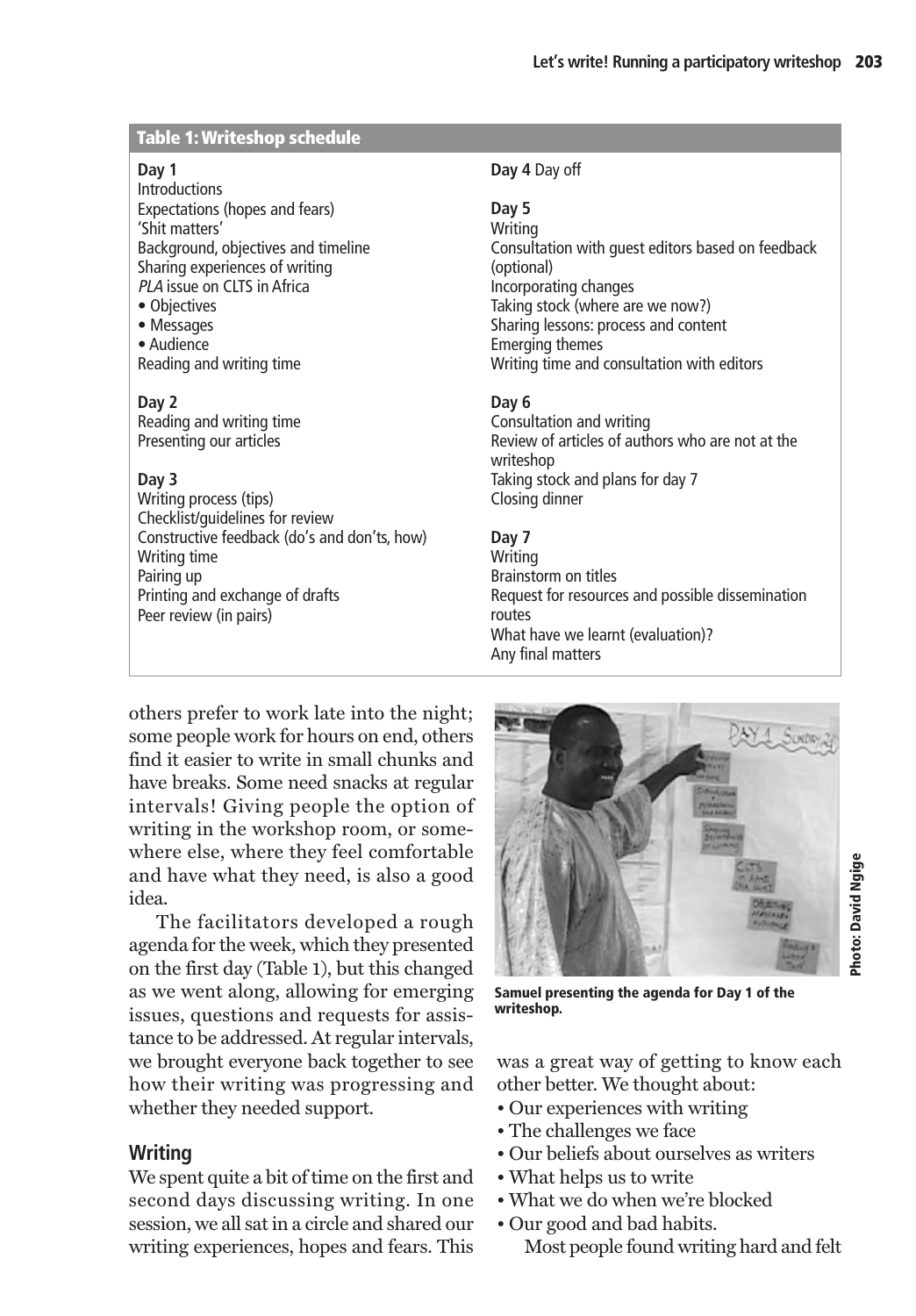**Table 1: Writeshop schedule**

**Day 1**
Introductions
Expectations (hopes and fears)
'Shit matters'
Background, objectives and timeline
Sharing experiences of writing
*PLA* issue on CLTS in Africa
• Objectives
• Messages
• Audience
Reading and writing time

**Day 2**
Reading and writing time
Presenting our articles

**Day 3**
Writing process (tips)
Checklist/guidelines for review
Constructive feedback (do's and don'ts, how)
Writing time
Pairing up
Printing and exchange of drafts
Peer review (in pairs)

**Day 4** Day off

**Day 5**
Writing
Consultation with guest editors based on feedback (optional)
Incorporating changes
Taking stock (where are we now?)
Sharing lessons: process and content
Emerging themes
Writing time and consultation with editors

**Day 6**
Consultation and writing
Review of articles of authors who are not at the writeshop
Taking stock and plans for day 7
Closing dinner

**Day 7**
Writing
Brainstorm on titles
Request for resources and possible dissemination routes
What have we learnt (evaluation)?
Any final matters

others prefer to work late into the night; some people work for hours on end, others find it easier to write in small chunks and have breaks. Some need snacks at regular intervals! Giving people the option of writing in the workshop room, or somewhere else, where they feel comfortable and have what they need, is also a good idea.

The facilitators developed a rough agenda for the week, which they presented on the first day (Table 1), but this changed as we went along, allowing for emerging issues, questions and requests for assistance to be addressed. At regular intervals, we brought everyone back together to see how their writing was progressing and whether they needed support.

Samuel presenting the agenda for Day 1 of the writeshop.

Photo: David Ngige

## Writing

We spent quite a bit of time on the first and second days discussing writing. In one session, we all sat in a circle and shared our writing experiences, hopes and fears. This was a great way of getting to know each other better. We thought about:

- Our experiences with writing
- The challenges we face
- Our beliefs about ourselves as writers
- What helps us to write
- What we do when we're blocked
- Our good and bad habits.

Most people found writing hard and felt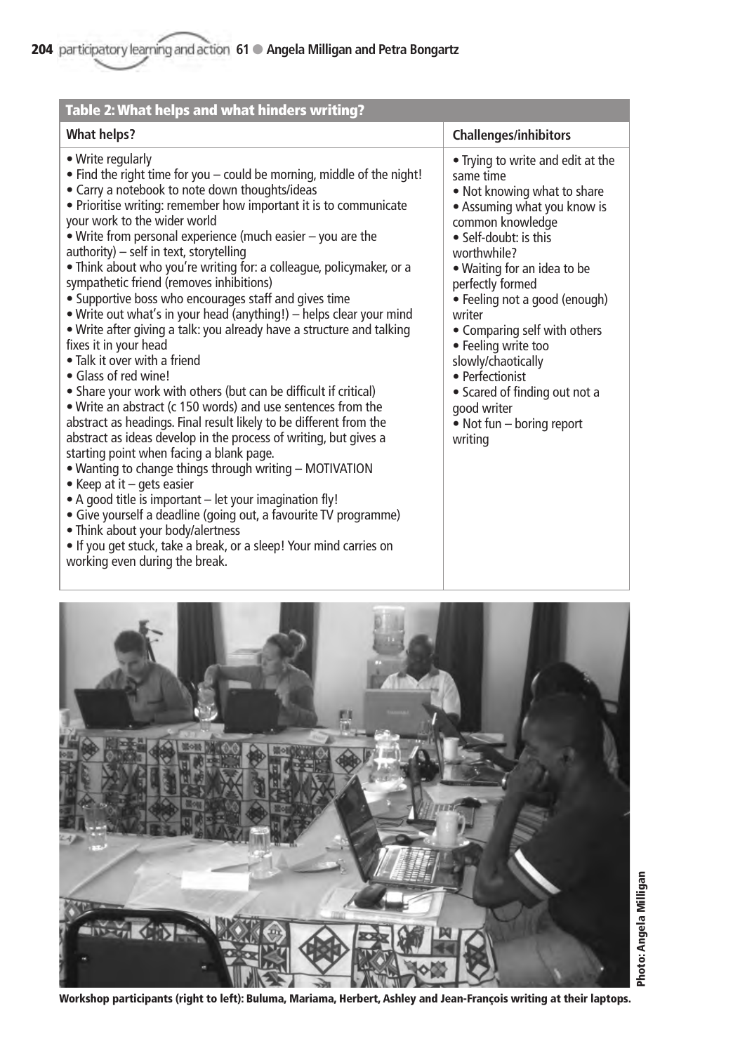**Table 2: What helps and what hinders writing?**

| What helps? | Challenges/inhibitors |
|---|---|
| • Write regularly<br>• Find the right time for you – could be morning, middle of the night!<br>• Carry a notebook to note down thoughts/ideas<br>• Prioritise writing: remember how important it is to communicate your work to the wider world<br>• Write from personal experience (much easier – you are the authority) – self in text, storytelling<br>• Think about who you're writing for: a colleague, policymaker, or a sympathetic friend (removes inhibitions)<br>• Supportive boss who encourages staff and gives time<br>• Write out what's in your head (anything!) – helps clear your mind<br>• Write after giving a talk: you already have a structure and talking fixes it in your head<br>• Talk it over with a friend<br>• Glass of red wine!<br>• Share your work with others (but can be difficult if critical)<br>• Write an abstract (c 150 words) and use sentences from the abstract as headings. Final result likely to be different from the abstract as ideas develop in the process of writing, but gives a starting point when facing a blank page.<br>• Wanting to change things through writing – MOTIVATION<br>• Keep at it – gets easier<br>• A good title is important – let your imagination fly!<br>• Give yourself a deadline (going out, a favourite TV programme)<br>• Think about your body/alertness<br>• If you get stuck, take a break, or a sleep! Your mind carries on working even during the break. | • Trying to write and edit at the same time<br>• Not knowing what to share<br>• Assuming what you know is common knowledge<br>• Self-doubt: is this worthwhile?<br>• Waiting for an idea to be perfectly formed<br>• Feeling not a good (enough) writer<br>• Comparing self with others<br>• Feeling write too slowly/chaotically<br>• Perfectionist<br>• Scared of finding out not a good writer<br>• Not fun – boring report writing |

Photo: Angela Milligan

**Workshop participants (right to left): Buluma, Mariama, Herbert, Ashley and Jean-François writing at their laptops.**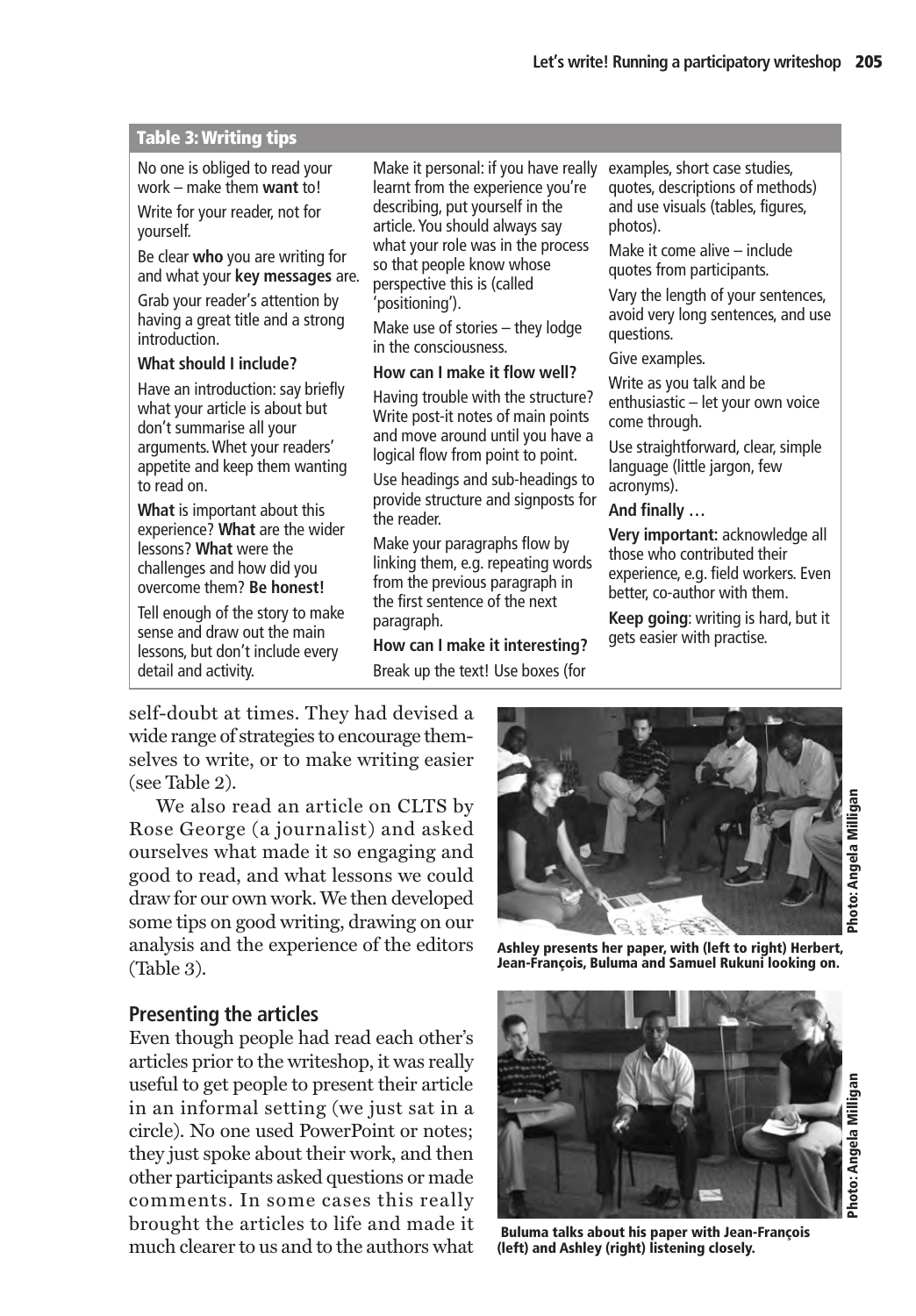### Table 3: Writing tips

No one is obliged to read your work – make them **want** to!

Write for your reader, not for yourself.

Be clear **who** you are writing for and what your **key messages** are.

Grab your reader's attention by having a great title and a strong introduction.

**What should I include?**

Have an introduction: say briefly what your article is about but don't summarise all your arguments. Whet your readers' appetite and keep them wanting to read on.

**What** is important about this experience? **What** are the wider lessons? **What** were the challenges and how did you overcome them? **Be honest!**

Tell enough of the story to make sense and draw out the main lessons, but don't include every detail and activity.

Make it personal: if you have really learnt from the experience you're describing, put yourself in the article. You should always say what your role was in the process so that people know whose perspective this is (called 'positioning').

Make use of stories – they lodge in the consciousness.

**How can I make it flow well?**

Having trouble with the structure? Write post-it notes of main points and move around until you have a logical flow from point to point.

Use headings and sub-headings to provide structure and signposts for the reader.

Make your paragraphs flow by linking them, e.g. repeating words from the previous paragraph in the first sentence of the next paragraph.

**How can I make it interesting?**

Break up the text! Use boxes (for examples, short case studies, quotes, descriptions of methods) and use visuals (tables, figures, photos).

Make it come alive – include quotes from participants.

Vary the length of your sentences, avoid very long sentences, and use questions.

Give examples.

Write as you talk and be enthusiastic – let your own voice come through.

Use straightforward, clear, simple language (little jargon, few acronyms).

**And finally …**

**Very important:** acknowledge all those who contributed their experience, e.g. field workers. Even better, co-author with them.

**Keep going**: writing is hard, but it gets easier with practise.

self-doubt at times. They had devised a wide range of strategies to encourage themselves to write, or to make writing easier (see Table 2).

We also read an article on CLTS by Rose George (a journalist) and asked ourselves what made it so engaging and good to read, and what lessons we could draw for our own work. We then developed some tips on good writing, drawing on our analysis and the experience of the editors (Table 3).

**Ashley presents her paper, with (left to right) Herbert, Jean-François, Buluma and Samuel Rukuni looking on.**

Photo: Angela Milligan

## Presenting the articles

Even though people had read each other's articles prior to the writeshop, it was really useful to get people to present their article in an informal setting (we just sat in a circle). No one used PowerPoint or notes; they just spoke about their work, and then other participants asked questions or made comments. In some cases this really brought the articles to life and made it much clearer to us and to the authors what

**Buluma talks about his paper with Jean-François (left) and Ashley (right) listening closely.**

Photo: Angela Milligan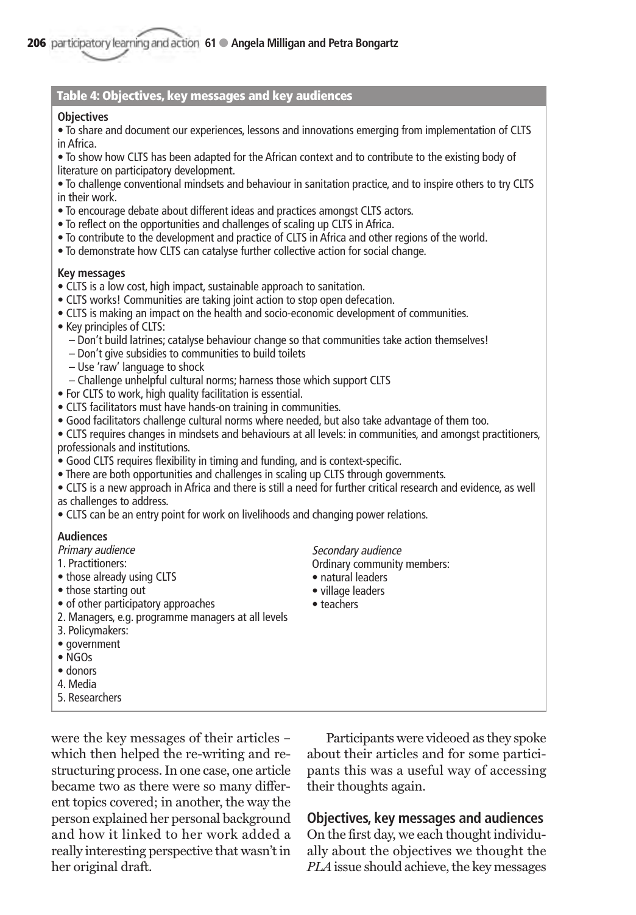**Table 4: Objectives, key messages and key audiences**

**Objectives**

- To share and document our experiences, lessons and innovations emerging from implementation of CLTS in Africa.
- To show how CLTS has been adapted for the African context and to contribute to the existing body of literature on participatory development.
- To challenge conventional mindsets and behaviour in sanitation practice, and to inspire others to try CLTS in their work.
- To encourage debate about different ideas and practices amongst CLTS actors.
- To reflect on the opportunities and challenges of scaling up CLTS in Africa.
- To contribute to the development and practice of CLTS in Africa and other regions of the world.
- To demonstrate how CLTS can catalyse further collective action for social change.

**Key messages**

- CLTS is a low cost, high impact, sustainable approach to sanitation.
- CLTS works! Communities are taking joint action to stop open defecation.
- CLTS is making an impact on the health and socio-economic development of communities.
- Key principles of CLTS:
  - Don't build latrines; catalyse behaviour change so that communities take action themselves!
  - Don't give subsidies to communities to build toilets
  - Use 'raw' language to shock
  - Challenge unhelpful cultural norms; harness those which support CLTS
- For CLTS to work, high quality facilitation is essential.
- CLTS facilitators must have hands-on training in communities.
- Good facilitators challenge cultural norms where needed, but also take advantage of them too.
- CLTS requires changes in mindsets and behaviours at all levels: in communities, and amongst practitioners, professionals and institutions.
- Good CLTS requires flexibility in timing and funding, and is context-specific.
- There are both opportunities and challenges in scaling up CLTS through governments.
- CLTS is a new approach in Africa and there is still a need for further critical research and evidence, as well as challenges to address.
- CLTS can be an entry point for work on livelihoods and changing power relations.

**Audiences**

*Primary audience*

1. Practitioners:
   - those already using CLTS
   - those starting out
   - of other participatory approaches
2. Managers, e.g. programme managers at all levels
3. Policymakers:
   - government
   - NGOs
   - donors
4. Media
5. Researchers

*Secondary audience*

Ordinary community members:

- natural leaders
- village leaders
- teachers

were the key messages of their articles – which then helped the re-writing and restructuring process. In one case, one article became two as there were so many different topics covered; in another, the way the person explained her personal background and how it linked to her work added a really interesting perspective that wasn't in her original draft.

Participants were videoed as they spoke about their articles and for some participants this was a useful way of accessing their thoughts again.

## Objectives, key messages and audiences

On the first day, we each thought individually about the objectives we thought the *PLA* issue should achieve, the key messages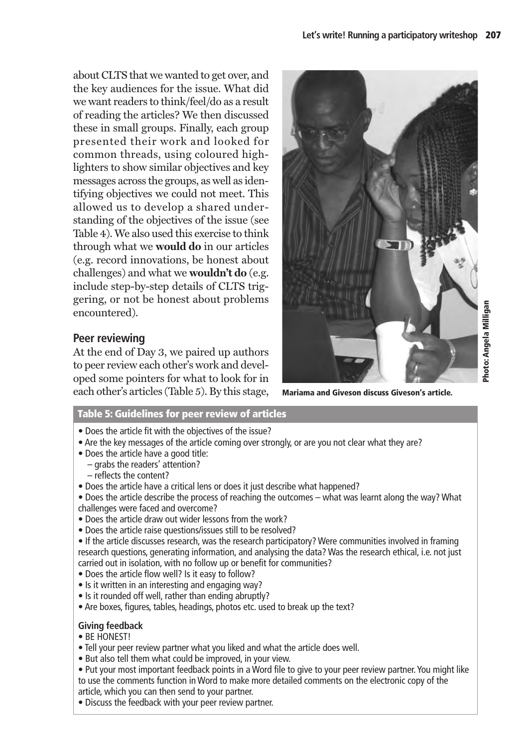about CLTS that we wanted to get over, and the key audiences for the issue. What did we want readers to think/feel/do as a result of reading the articles? We then discussed these in small groups. Finally, each group presented their work and looked for common threads, using coloured highlighters to show similar objectives and key messages across the groups, as well as identifying objectives we could not meet. This allowed us to develop a shared understanding of the objectives of the issue (see Table 4). We also used this exercise to think through what we **would do** in our articles (e.g. record innovations, be honest about challenges) and what we **wouldn't do** (e.g. include step-by-step details of CLTS triggering, or not be honest about problems encountered).

## Peer reviewing

At the end of Day 3, we paired up authors to peer review each other's work and developed some pointers for what to look for in each other's articles (Table 5). By this stage,

Mariama and Giveson discuss Giveson's article.

Photo: Angela Milligan

### Table 5: Guidelines for peer review of articles

- Does the article fit with the objectives of the issue?
- Are the key messages of the article coming over strongly, or are you not clear what they are?
- Does the article have a good title:
  - grabs the readers' attention?
  - reflects the content?
- Does the article have a critical lens or does it just describe what happened?
- Does the article describe the process of reaching the outcomes – what was learnt along the way? What challenges were faced and overcome?
- Does the article draw out wider lessons from the work?
- Does the article raise questions/issues still to be resolved?
- If the article discusses research, was the research participatory? Were communities involved in framing research questions, generating information, and analysing the data? Was the research ethical, i.e. not just carried out in isolation, with no follow up or benefit for communities?
- Does the article flow well? Is it easy to follow?
- Is it written in an interesting and engaging way?
- Is it rounded off well, rather than ending abruptly?
- Are boxes, figures, tables, headings, photos etc. used to break up the text?

**Giving feedback**

- BE HONEST!
- Tell your peer review partner what you liked and what the article does well.
- But also tell them what could be improved, in your view.
- Put your most important feedback points in a Word file to give to your peer review partner. You might like to use the comments function in Word to make more detailed comments on the electronic copy of the article, which you can then send to your partner.
- Discuss the feedback with your peer review partner.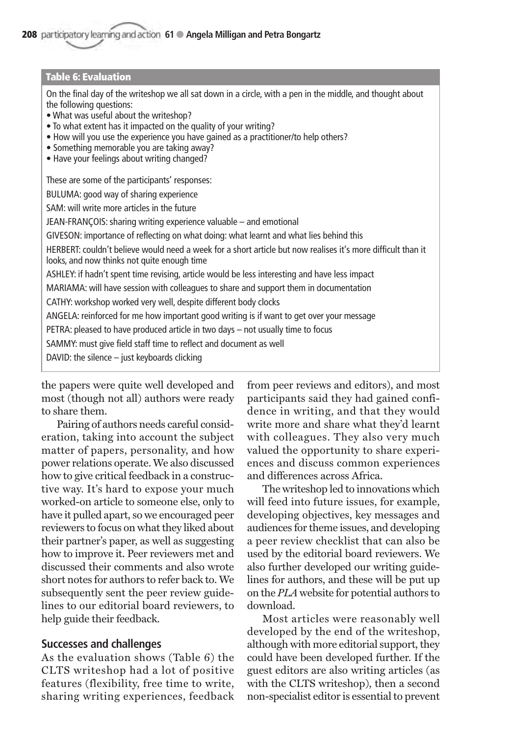**Table 6: Evaluation**

On the final day of the writeshop we all sat down in a circle, with a pen in the middle, and thought about the following questions:

- What was useful about the writeshop?
- To what extent has it impacted on the quality of your writing?
- How will you use the experience you have gained as a practitioner/to help others?
- Something memorable you are taking away?
- Have your feelings about writing changed?

These are some of the participants' responses:

BULUMA: good way of sharing experience

SAM: will write more articles in the future

JEAN-FRANÇOIS: sharing writing experience valuable – and emotional

GIVESON: importance of reflecting on what doing: what learnt and what lies behind this

HERBERT: couldn't believe would need a week for a short article but now realises it's more difficult than it looks, and now thinks not quite enough time

ASHLEY: if hadn't spent time revising, article would be less interesting and have less impact

MARIAMA: will have session with colleagues to share and support them in documentation

CATHY: workshop worked very well, despite different body clocks

ANGELA: reinforced for me how important good writing is if want to get over your message

PETRA: pleased to have produced article in two days – not usually time to focus

SAMMY: must give field staff time to reflect and document as well

DAVID: the silence – just keyboards clicking

the papers were quite well developed and most (though not all) authors were ready to share them.

Pairing of authors needs careful consideration, taking into account the subject matter of papers, personality, and how power relations operate. We also discussed how to give critical feedback in a constructive way. It's hard to expose your much worked-on article to someone else, only to have it pulled apart, so we encouraged peer reviewers to focus on what they liked about their partner's paper, as well as suggesting how to improve it. Peer reviewers met and discussed their comments and also wrote short notes for authors to refer back to. We subsequently sent the peer review guidelines to our editorial board reviewers, to help guide their feedback.

## Successes and challenges

As the evaluation shows (Table 6) the CLTS writeshop had a lot of positive features (flexibility, free time to write, sharing writing experiences, feedback from peer reviews and editors), and most participants said they had gained confidence in writing, and that they would write more and share what they'd learnt with colleagues. They also very much valued the opportunity to share experiences and discuss common experiences and differences across Africa.

The writeshop led to innovations which will feed into future issues, for example, developing objectives, key messages and audiences for theme issues, and developing a peer review checklist that can also be used by the editorial board reviewers. We also further developed our writing guidelines for authors, and these will be put up on the *PLA* website for potential authors to download.

Most articles were reasonably well developed by the end of the writeshop, although with more editorial support, they could have been developed further. If the guest editors are also writing articles (as with the CLTS writeshop), then a second non-specialist editor is essential to prevent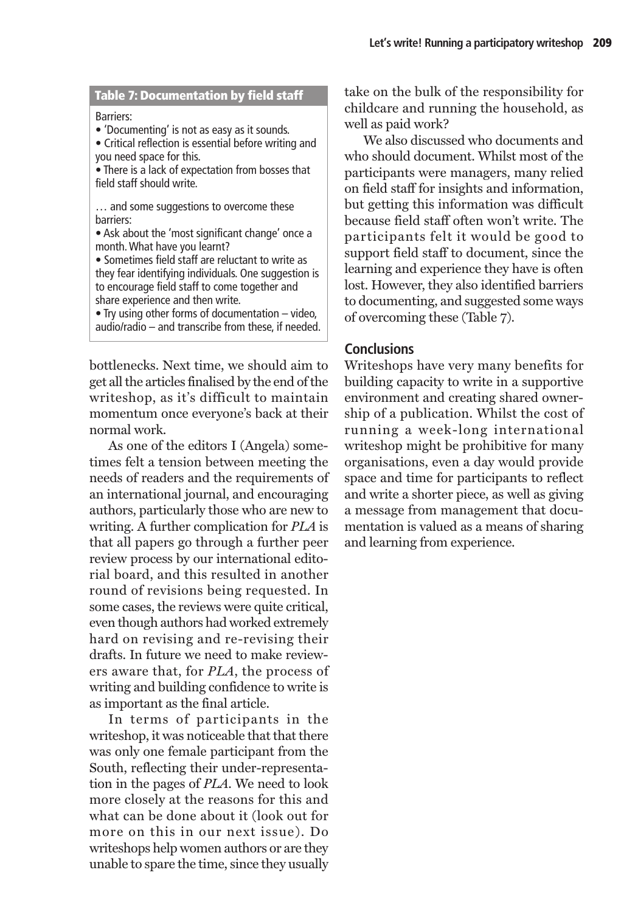**Table 7: Documentation by field staff**

Barriers:

- 'Documenting' is not as easy as it sounds.
- Critical reflection is essential before writing and you need space for this.
- There is a lack of expectation from bosses that field staff should write.

… and some suggestions to overcome these barriers:

- Ask about the 'most significant change' once a month. What have you learnt?
- Sometimes field staff are reluctant to write as they fear identifying individuals. One suggestion is to encourage field staff to come together and share experience and then write.
- Try using other forms of documentation – video, audio/radio – and transcribe from these, if needed.

bottlenecks. Next time, we should aim to get all the articles finalised by the end of the writeshop, as it's difficult to maintain momentum once everyone's back at their normal work.

As one of the editors I (Angela) sometimes felt a tension between meeting the needs of readers and the requirements of an international journal, and encouraging authors, particularly those who are new to writing. A further complication for *PLA* is that all papers go through a further peer review process by our international editorial board, and this resulted in another round of revisions being requested. In some cases, the reviews were quite critical, even though authors had worked extremely hard on revising and re-revising their drafts. In future we need to make reviewers aware that, for *PLA*, the process of writing and building confidence to write is as important as the final article.

In terms of participants in the writeshop, it was noticeable that that there was only one female participant from the South, reflecting their under-representation in the pages of *PLA*. We need to look more closely at the reasons for this and what can be done about it (look out for more on this in our next issue). Do writeshops help women authors or are they unable to spare the time, since they usually take on the bulk of the responsibility for childcare and running the household, as well as paid work?

We also discussed who documents and who should document. Whilst most of the participants were managers, many relied on field staff for insights and information, but getting this information was difficult because field staff often won't write. The participants felt it would be good to support field staff to document, since the learning and experience they have is often lost. However, they also identified barriers to documenting, and suggested some ways of overcoming these (Table 7).

## Conclusions

Writeshops have very many benefits for building capacity to write in a supportive environment and creating shared ownership of a publication. Whilst the cost of running a week-long international writeshop might be prohibitive for many organisations, even a day would provide space and time for participants to reflect and write a shorter piece, as well as giving a message from management that documentation is valued as a means of sharing and learning from experience.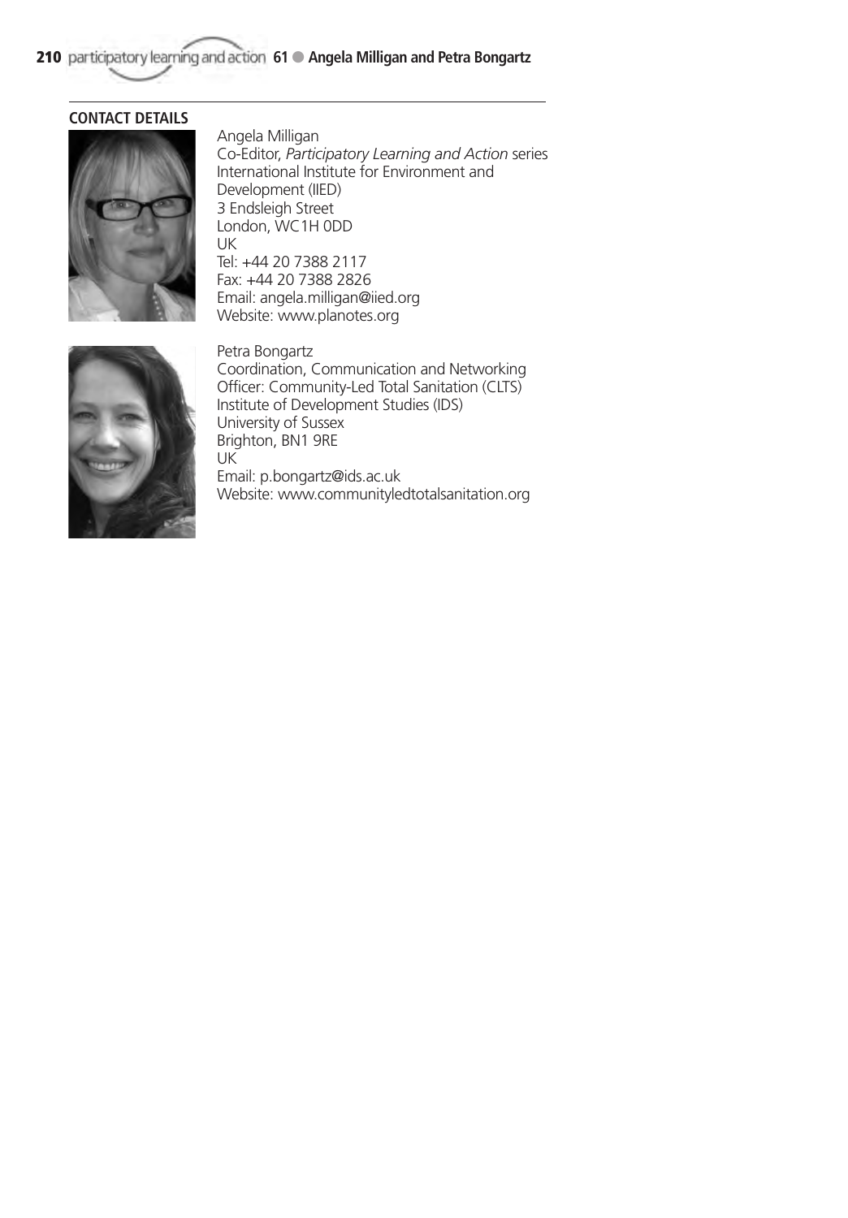## CONTACT DETAILS

Angela Milligan
Co-Editor, *Participatory Learning and Action* series
International Institute for Environment and Development (IIED)
3 Endsleigh Street
London, WC1H 0DD
UK
Tel: +44 20 7388 2117
Fax: +44 20 7388 2826
Email: angela.milligan@iied.org
Website: www.planotes.org

Petra Bongartz
Coordination, Communication and Networking Officer: Community-Led Total Sanitation (CLTS)
Institute of Development Studies (IDS)
University of Sussex
Brighton, BN1 9RE
UK
Email: p.bongartz@ids.ac.uk
Website: www.communityledtotalsanitation.org